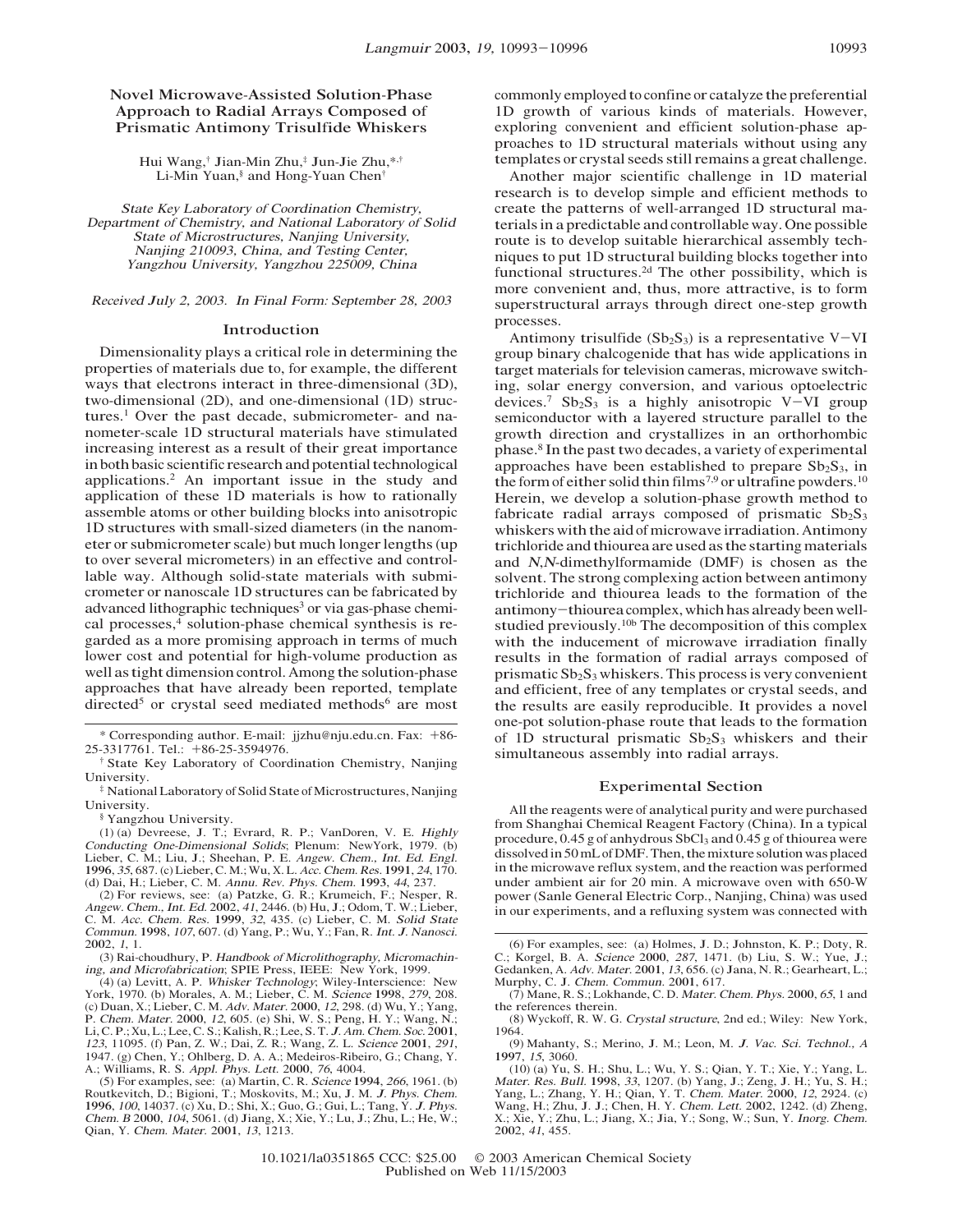# Novel Microwave-Assisted Solution-Phase Approach to Radial Arrays Composed of Prismatic Antimony Trisulfide Whiskers

Hui Wang,[†] Jian-Min Zhu,[‡] Jun-Jie Zhu,[*,†] Li-Min Yuan,[§] and Hong-Yuan Chen[†]

*State Key Laboratory of Coordination Chemistry, Department of Chemistry, and National Laboratory of Solid State of Microstructures, Nanjing University, Nanjing 210093, China, and Testing Center, Yangzhou University, Yangzhou 225009, China*

*Received July 2, 2003. In Final Form: September 28, 2003*

## Introduction

Dimensionality plays a critical role in determining the properties of materials due to, for example, the different ways that electrons interact in three-dimensional (3D), two-dimensional (2D), and one-dimensional (1D) structures.[1] Over the past decade, submicrometer- and nanometer-scale 1D structural materials have stimulated increasing interest as a result of their great importance in both basic scientific research and potential technological applications.[2] An important issue in the study and application of these 1D materials is how to rationally assemble atoms or other building blocks into anisotropic 1D structures with small-sized diameters (in the nanometer or submicrometer scale) but much longer lengths (up to over several micrometers) in an effective and controllable way. Although solid-state materials with submicrometer or nanoscale 1D structures can be fabricated by advanced lithographic techniques[3] or via gas-phase chemical processes,[4] solution-phase chemical synthesis is regarded as a more promising approach in terms of much lower cost and potential for high-volume production as well as tight dimension control. Among the solution-phase approaches that have already been reported, template directed[5] or crystal seed mediated methods[6] are most commonly employed to confine or catalyze the preferential 1D growth of various kinds of materials. However, exploring convenient and efficient solution-phase approaches to 1D structural materials without using any templates or crystal seeds still remains a great challenge.

Another major scientific challenge in 1D material research is to develop simple and efficient methods to create the patterns of well-arranged 1D structural materials in a predictable and controllable way. One possible route is to develop suitable hierarchical assembly techniques to put 1D structural building blocks together into functional structures.[2d] The other possibility, which is more convenient and, thus, more attractive, is to form superstructural arrays through direct one-step growth processes.

Antimony trisulfide ($Sb_2S_3$) is a representative V−VI group binary chalcogenide that has wide applications in target materials for television cameras, microwave switching, solar energy conversion, and various optoelectric devices.[7] $Sb_2S_3$ is a highly anisotropic V−VI group semiconductor with a layered structure parallel to the growth direction and crystallizes in an orthorhombic phase.[8] In the past two decades, a variety of experimental approaches have been established to prepare $Sb_2S_3$, in the form of either solid thin films[7,9] or ultrafine powders.[10] Herein, we develop a solution-phase growth method to fabricate radial arrays composed of prismatic $Sb_2S_3$ whiskers with the aid of microwave irradiation. Antimony trichloride and thiourea are used as the starting materials and *N,N*-dimethylformamide (DMF) is chosen as the solvent. The strong complexing action between antimony trichloride and thiourea leads to the formation of the antimony−thiourea complex, which has already been well-studied previously.[10b] The decomposition of this complex with the inducement of microwave irradiation finally results in the formation of radial arrays composed of prismatic $Sb_2S_3$ whiskers. This process is very convenient and efficient, free of any templates or crystal seeds, and the results are easily reproducible. It provides a novel one-pot solution-phase route that leads to the formation of 1D structural prismatic $Sb_2S_3$ whiskers and their simultaneous assembly into radial arrays.

## Experimental Section

All the reagents were of analytical purity and were purchased from Shanghai Chemical Reagent Factory (China). In a typical procedure, 0.45 g of anhydrous $SbCl_3$ and 0.45 g of thiourea were dissolved in 50 mL of DMF. Then, the mixture solution was placed in the microwave reflux system, and the reaction was performed under ambient air for 20 min. A microwave oven with 650-W power (Sanle General Electric Corp., Nanjing, China) was used in our experiments, and a refluxing system was connected with

---

\* Corresponding author. E-mail: jjzhu@nju.edu.cn. Fax: +86-25-3317761. Tel.: +86-25-3594976.

† State Key Laboratory of Coordination Chemistry, Nanjing University.

‡ National Laboratory of Solid State of Microstructures, Nanjing University.

§ Yangzhou University.

(1) (a) Devreese, J. T.; Evrard, R. P.; VanDoren, V. E. *Highly Conducting One-Dimensional Solids*; Plenum: NewYork, 1979. (b) Lieber, C. M.; Liu, J.; Sheehan, P. E. *Angew. Chem., Int. Ed. Engl.* **1996**, *35*, 687. (c) Lieber, C. M.; Wu, X. L. *Acc. Chem. Res.* **1991**, *24*, 170. (d) Dai, H.; Lieber, C. M. *Annu. Rev. Phys. Chem.* **1993**, *44*, 237.

(2) For reviews, see: (a) Patzke, G. R.; Krumeich, F.; Nesper, R. *Angew. Chem., Int. Ed.* **2002**, *41*, 2446. (b) Hu, J.; Odom, T. W.; Lieber, C. M. *Acc. Chem. Res.* **1999**, *32*, 435. (c) Lieber, C. M. *Solid State Commun.* **1998**, *107*, 607. (d) Yang, P.; Wu, Y.; Fan, R. *Int. J. Nanosci.* **2002**, *1*, 1.

(3) Rai-choudhury, P. *Handbook of Microlithography, Micromachining, and Microfabrication*; SPIE Press, IEEE: New York, 1999.

(4) (a) Levitt, A. P. *Whisker Technology*; Wiley-Interscience: New York, 1970. (b) Morales, A. M.; Lieber, C. M. *Science* **1998**, *279*, 208. (c) Duan, X.; Lieber, C. M. *Adv. Mater.* **2000**, *12*, 298. (d) Wu, Y.; Yang, P. *Chem. Mater.* **2000**, *12*, 605. (e) Shi, W. S.; Peng, H. Y.; Wang, N.; Li, C. P.; Xu, L.; Lee, C. S.; Kalish, R.; Lee, S. T. *J. Am. Chem. Soc.* **2001**, *123*, 11095. (f) Pan, Z. W.; Dai, Z. R.; Wang, Z. L. *Science* **2001**, *291*, 1947. (g) Chen, Y.; Ohlberg, D. A. A.; Medeiros-Ribeiro, G.; Chang, Y. A.; Williams, R. S. *Appl. Phys. Lett.* **2000**, *76*, 4004.

(5) For examples, see: (a) Martin, C. R. *Science* **1994**, *266*, 1961. (b) Routkevitch, D.; Bigioni, T.; Moskovits, M.; Xu, J. M. *J. Phys. Chem.* **1996**, *100*, 14037. (c) Xu, D.; Shi, X.; Guo, G.; Gui, L.; Tang, Y. *J. Phys. Chem. B* **2000**, *104*, 5061. (d) Jiang, X.; Xie, Y.; Lu, J.; Zhu, L.; He, W.; Qian, Y. *Chem. Mater.* **2001**, *13*, 1213.

(6) For examples, see: (a) Holmes, J. D.; Johnston, K. P.; Doty, R. C.; Korgel, B. A. *Science* **2000**, *287*, 1471. (b) Liu, S. W.; Yue, J.; Gedanken, A. *Adv. Mater.* **2001**, *13*, 656. (c) Jana, N. R.; Gearheart, L.; Murphy, C. J. *Chem. Commun.* **2001**, 617.

(7) Mane, R. S.; Lokhande, C. D. *Mater. Chem. Phys.* **2000**, *65*, 1 and the references therein.

(8) Wyckoff, R. W. G. *Crystal structure*, 2nd ed.; Wiley: New York, 1964.

(9) Mahanty, S.; Merino, J. M.; Leon, M. *J. Vac. Sci. Technol., A* **1997**, *15*, 3060.

(10) (a) Yu, S. H.; Shu, L.; Wu, Y. S.; Qian, Y. T.; Xie, Y.; Yang, L. *Mater. Res. Bull.* **1998**, *33*, 1207. (b) Yang, J.; Zeng, J. H.; Yu, S. H.; Yang, L.; Zhang, Y. H.; Qian, Y. T. *Chem. Mater.* **2000**, *12*, 2924. (c) Wang, H.; Zhu, J. J.; Chen, H. Y. *Chem. Lett.* **2002**, 1242. (d) Zheng, X.; Xie, Y.; Zhu, L.; Jiang, X.; Jia, Y.; Song, W.; Sun, Y. *Inorg. Chem.* **2002**, *41*, 455.

10.1021/la0351865 CCC: $25.00 © 2003 American Chemical Society
Published on Web 11/15/2003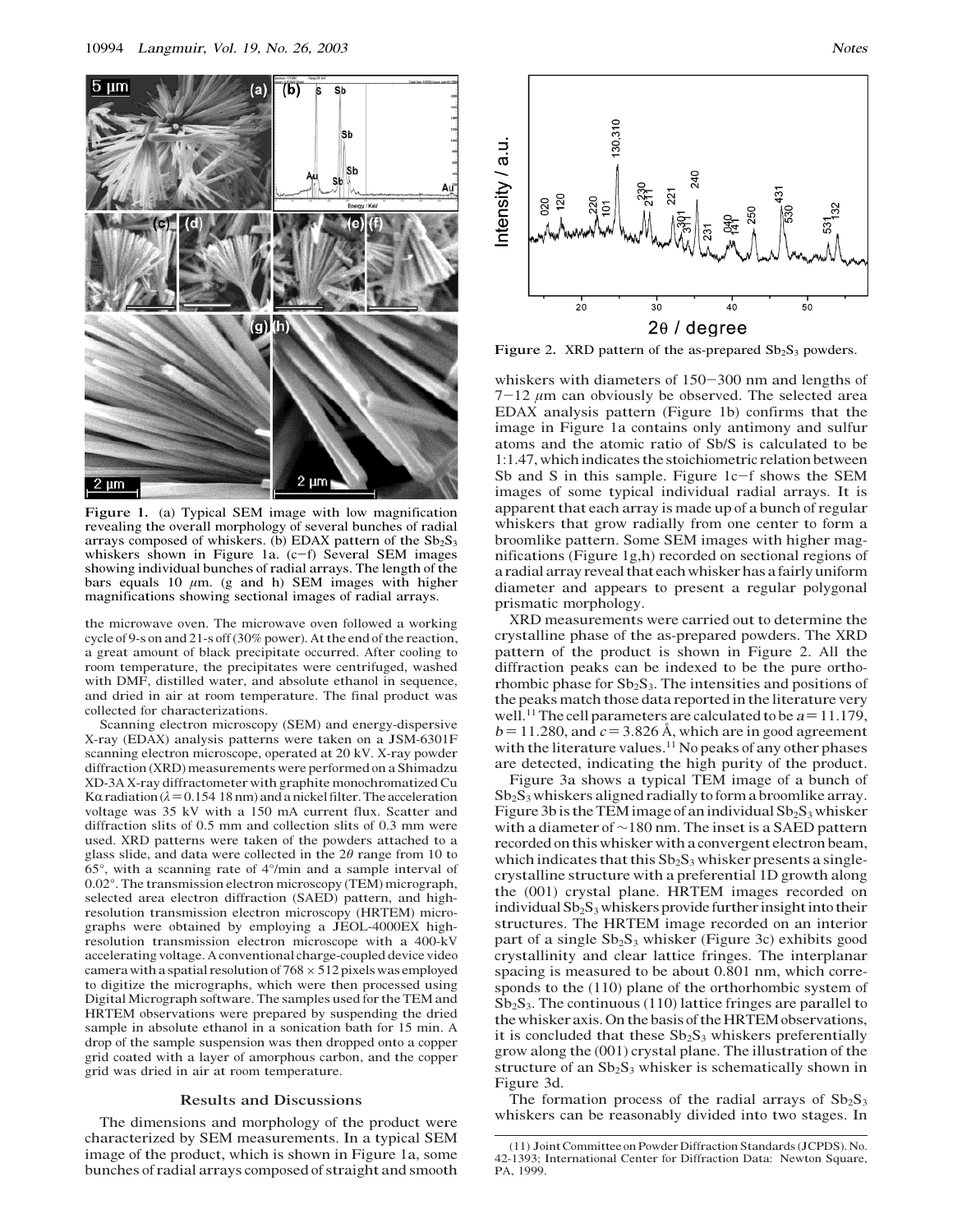Figure 1. (a) Typical SEM image with low magnification revealing the overall morphology of several bunches of radial arrays composed of whiskers. (b) EDAX pattern of the $Sb_2S_3$ whiskers shown in Figure 1a. (c−f) Several SEM images showing individual bunches of radial arrays. The length of the bars equals 10 μm. (g and h) SEM images with higher magnifications showing sectional images of radial arrays.

the microwave oven. The microwave oven followed a working cycle of 9-s on and 21-s off (30% power). At the end of the reaction, a great amount of black precipitate occurred. After cooling to room temperature, the precipitates were centrifuged, washed with DMF, distilled water, and absolute ethanol in sequence, and dried in air at room temperature. The final product was collected for characterizations.

Scanning electron microscopy (SEM) and energy-dispersive X-ray (EDAX) analysis patterns were taken on a JSM-6301F scanning electron microscope, operated at 20 kV. X-ray powder diffraction (XRD) measurements were performed on a Shimadzu XD-3A X-ray diffractometer with graphite monochromatized Cu Kα radiation ($\lambda$ = 0.154 18 nm) and a nickel filter. The acceleration voltage was 35 kV with a 150 mA current flux. Scatter and diffraction slits of 0.5 mm and collection slits of 0.3 mm were used. XRD patterns were taken of the powders attached to a glass slide, and data were collected in the $2\theta$ range from 10 to 65°, with a scanning rate of 4°/min and a sample interval of 0.02°. The transmission electron microscopy (TEM) micrograph, selected area electron diffraction (SAED) pattern, and high-resolution transmission electron microscopy (HRTEM) micrographs were obtained by employing a JEOL-4000EX high-resolution transmission electron microscope with a 400-kV accelerating voltage. A conventional charge-coupled device video camera with a spatial resolution of 768 × 512 pixels was employed to digitize the micrographs, which were then processed using Digital Micrograph software. The samples used for the TEM and HRTEM observations were prepared by suspending the dried sample in absolute ethanol in a sonication bath for 15 min. A drop of the sample suspension was then dropped onto a copper grid coated with a layer of amorphous carbon, and the copper grid was dried in air at room temperature.

## Results and Discussions

The dimensions and morphology of the product were characterized by SEM measurements. In a typical SEM image of the product, which is shown in Figure 1a, some bunches of radial arrays composed of straight and smooth whiskers with diameters of 150−300 nm and lengths of 7−12 μm can obviously be observed. The selected area EDAX analysis pattern (Figure 1b) confirms that the image in Figure 1a contains only antimony and sulfur atoms and the atomic ratio of Sb/S is calculated to be 1:1.47, which indicates the stoichiometric relation between Sb and S in this sample. Figure 1c−f shows the SEM images of some typical individual radial arrays. It is apparent that each array is made up of a bunch of regular whiskers that grow radially from one center to form a broomlike pattern. Some SEM images with higher magnifications (Figure 1g,h) recorded on sectional regions of a radial array reveal that each whisker has a fairly uniform diameter and appears to present a regular polygonal prismatic morphology.

Figure 2. XRD pattern of the as-prepared $Sb_2S_3$ powders.

XRD measurements were carried out to determine the crystalline phase of the as-prepared powders. The XRD pattern of the product is shown in Figure 2. All the diffraction peaks can be indexed to be the pure orthorhombic phase for $Sb_2S_3$. The intensities and positions of the peaks match those data reported in the literature very well.[11] The cell parameters are calculated to be $a$ = 11.179, $b$ = 11.280, and $c$ = 3.826 Å, which are in good agreement with the literature values.[11] No peaks of any other phases are detected, indicating the high purity of the product.

Figure 3a shows a typical TEM image of a bunch of $Sb_2S_3$ whiskers aligned radially to form a broomlike array. Figure 3b is the TEM image of an individual $Sb_2S_3$ whisker with a diameter of ∼180 nm. The inset is a SAED pattern recorded on this whisker with a convergent electron beam, which indicates that this $Sb_2S_3$ whisker presents a single-crystalline structure with a preferential 1D growth along the (001) crystal plane. HRTEM images recorded on individual $Sb_2S_3$ whiskers provide further insight into their structures. The HRTEM image recorded on an interior part of a single $Sb_2S_3$ whisker (Figure 3c) exhibits good crystallinity and clear lattice fringes. The interplanar spacing is measured to be about 0.801 nm, which corresponds to the (110) plane of the orthorhombic system of $Sb_2S_3$. The continuous (110) lattice fringes are parallel to the whisker axis. On the basis of the HRTEM observations, it is concluded that these $Sb_2S_3$ whiskers preferentially grow along the (001) crystal plane. The illustration of the structure of an $Sb_2S_3$ whisker is schematically shown in Figure 3d.

The formation process of the radial arrays of $Sb_2S_3$ whiskers can be reasonably divided into two stages. In

(11) Joint Committee on Powder Diffraction Standards (JCPDS). No. 42-1393; International Center for Diffraction Data: Newton Square, PA, 1999.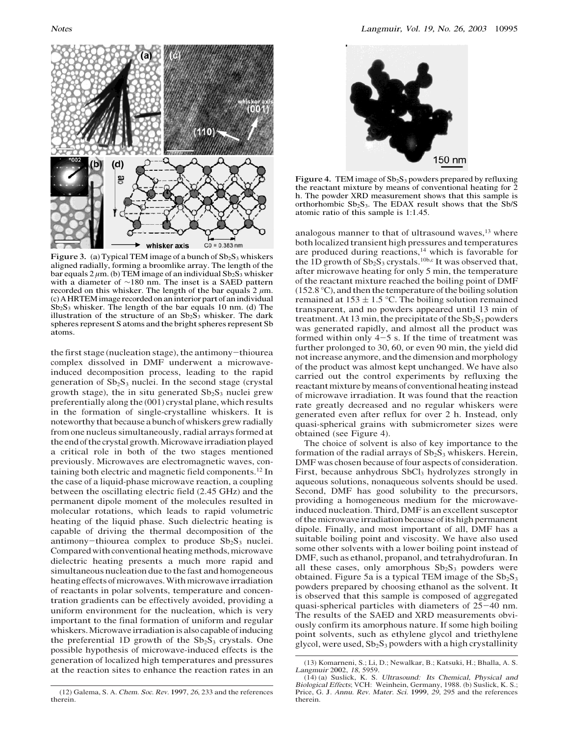**Figure 3.** (a) Typical TEM image of a bunch of $Sb_2S_3$ whiskers aligned radially, forming a broomlike array. The length of the bar equals 2 $\mu$m. (b) TEM image of an individual $Sb_2S_3$ whisker with a diameter of ~180 nm. The inset is a SAED pattern recorded on this whisker. The length of the bar equals 2 $\mu$m. (c) A HRTEM image recorded on an interior part of an individual $Sb_2S_3$ whisker. The length of the bar equals 10 nm. (d) The illustration of the structure of an $Sb_2S_3$ whisker. The dark spheres represent S atoms and the bright spheres represent Sb atoms.

the first stage (nucleation stage), the antimony−thiourea complex dissolved in DMF underwent a microwave-induced decomposition process, leading to the rapid generation of $Sb_2S_3$ nuclei. In the second stage (crystal growth stage), the in situ generated $Sb_2S_3$ nuclei grew preferentially along the (001) crystal plane, which results in the formation of single-crystalline whiskers. It is noteworthy that because a bunch of whiskers grew radially from one nucleus simultaneously, radial arrays formed at the end of the crystal growth. Microwave irradiation played a critical role in both of the two stages mentioned previously. Microwaves are electromagnetic waves, containing both electric and magnetic field components.[12] In the case of a liquid-phase microwave reaction, a coupling between the oscillating electric field (2.45 GHz) and the permanent dipole moment of the molecules resulted in molecular rotations, which leads to rapid volumetric heating of the liquid phase. Such dielectric heating is capable of driving the thermal decomposition of the antimony−thiourea complex to produce $Sb_2S_3$ nuclei. Compared with conventional heating methods, microwave dielectric heating presents a much more rapid and simultaneous nucleation due to the fast and homogeneous heating effects of microwaves. With microwave irradiation of reactants in polar solvents, temperature and concentration gradients can be effectively avoided, providing a uniform environment for the nucleation, which is very important to the final formation of uniform and regular whiskers. Microwave irradiation is also capable of inducing the preferential 1D growth of the $Sb_2S_3$ crystals. One possible hypothesis of microwave-induced effects is the generation of localized high temperatures and pressures at the reaction sites to enhance the reaction rates in an analogous manner to that of ultrasound waves,[13] where both localized transient high pressures and temperatures are produced during reactions,[14] which is favorable for the 1D growth of $Sb_2S_3$ crystals.[10b,c] It was observed that, after microwave heating for only 5 min, the temperature of the reactant mixture reached the boiling point of DMF (152.8 °C), and then the temperature of the boiling solution remained at 153 ± 1.5 °C. The boiling solution remained transparent, and no powders appeared until 13 min of treatment. At 13 min, the precipitate of the $Sb_2S_3$ powders was generated rapidly, and almost all the product was formed within only 4−5 s. If the time of treatment was further prolonged to 30, 60, or even 90 min, the yield did not increase anymore, and the dimension and morphology of the product was almost kept unchanged. We have also carried out the control experiments by refluxing the reactant mixture by means of conventional heating instead of microwave irradiation. It was found that the reaction rate greatly decreased and no regular whiskers were generated even after reflux for over 2 h. Instead, only quasi-spherical grains with submicrometer sizes were obtained (see Figure 4).

**Figure 4.** TEM image of $Sb_2S_3$ powders prepared by refluxing the reactant mixture by means of conventional heating for 2 h. The powder XRD measurement shows that this sample is orthorhombic $Sb_2S_3$. The EDAX result shows that the Sb/S atomic ratio of this sample is 1:1.45.

The choice of solvent is also of key importance to the formation of the radial arrays of $Sb_2S_3$ whiskers. Herein, DMF was chosen because of four aspects of consideration. First, because anhydrous $SbCl_3$ hydrolyzes strongly in aqueous solutions, nonaqueous solvents should be used. Second, DMF has good solubility to the precursors, providing a homogeneous medium for the microwave-induced nucleation. Third, DMF is an excellent susceptor of the microwave irradiation because of its high permanent dipole. Finally, and most important of all, DMF has a suitable boiling point and viscosity. We have also used some other solvents with a lower boiling point instead of DMF, such as ethanol, propanol, and tetrahydrofuran. In all these cases, only amorphous $Sb_2S_3$ powders were obtained. Figure 5a is a typical TEM image of the $Sb_2S_3$ powders prepared by choosing ethanol as the solvent. It is observed that this sample is composed of aggregated quasi-spherical particles with diameters of 25−40 nm. The results of the SAED and XRD measurements obviously confirm its amorphous nature. If some high boiling point solvents, such as ethylene glycol and triethylene glycol, were used, $Sb_2S_3$ powders with a high crystallinity

(12) Galema, S. A. *Chem. Soc. Rev.* **1997**, *26*, 233 and the references therein.

(13) Komarneni, S.; Li, D.; Newalkar, B.; Katsuki, H.; Bhalla, A. S. *Langmuir* **2002**, *18*, 5959.

(14) (a) Suslick, K. S. *Ultrasound: Its Chemical, Physical and Biological Effects*; VCH: Weinhein, Germany, 1988. (b) Suslick, K. S.; Price, G. J. *Annu. Rev. Mater. Sci.* **1999**, *29*, 295 and the references therein.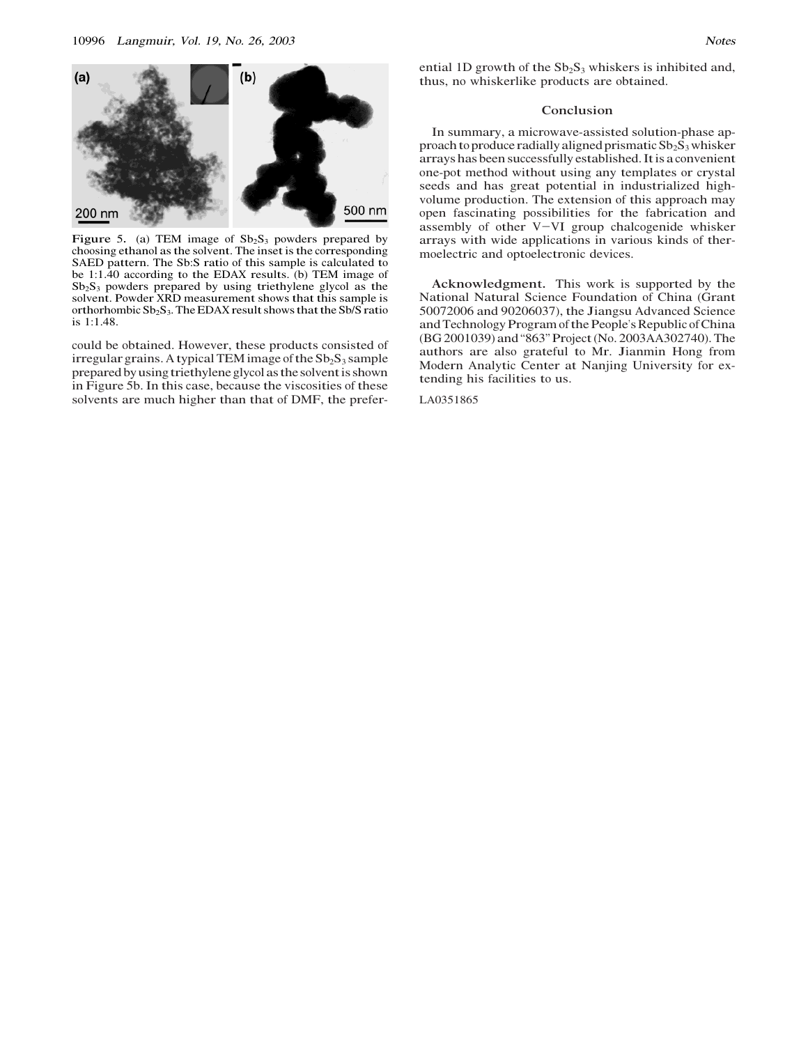Figure 5. (a) TEM image of $Sb_2S_3$ powders prepared by choosing ethanol as the solvent. The inset is the corresponding SAED pattern. The Sb:S ratio of this sample is calculated to be 1:1.40 according to the EDAX results. (b) TEM image of $Sb_2S_3$ powders prepared by using triethylene glycol as the solvent. Powder XRD measurement shows that this sample is orthorhombic $Sb_2S_3$. The EDAX result shows that the Sb/S ratio is 1:1.48.

could be obtained. However, these products consisted of irregular grains. A typical TEM image of the $Sb_2S_3$ sample prepared by using triethylene glycol as the solvent is shown in Figure 5b. In this case, because the viscosities of these solvents are much higher than that of DMF, the preferential 1D growth of the $Sb_2S_3$ whiskers is inhibited and, thus, no whiskerlike products are obtained.

## Conclusion

In summary, a microwave-assisted solution-phase approach to produce radially aligned prismatic $Sb_2S_3$ whisker arrays has been successfully established. It is a convenient one-pot method without using any templates or crystal seeds and has great potential in industrialized high-volume production. The extension of this approach may open fascinating possibilities for the fabrication and assembly of other V−VI group chalcogenide whisker arrays with wide applications in various kinds of thermoelectric and optoelectronic devices.

**Acknowledgment.** This work is supported by the National Natural Science Foundation of China (Grant 50072006 and 90206037), the Jiangsu Advanced Science and Technology Program of the People's Republic of China (BG 2001039) and "863" Project (No. 2003AA302740). The authors are also grateful to Mr. Jianmin Hong from Modern Analytic Center at Nanjing University for extending his facilities to us.

LA0351865